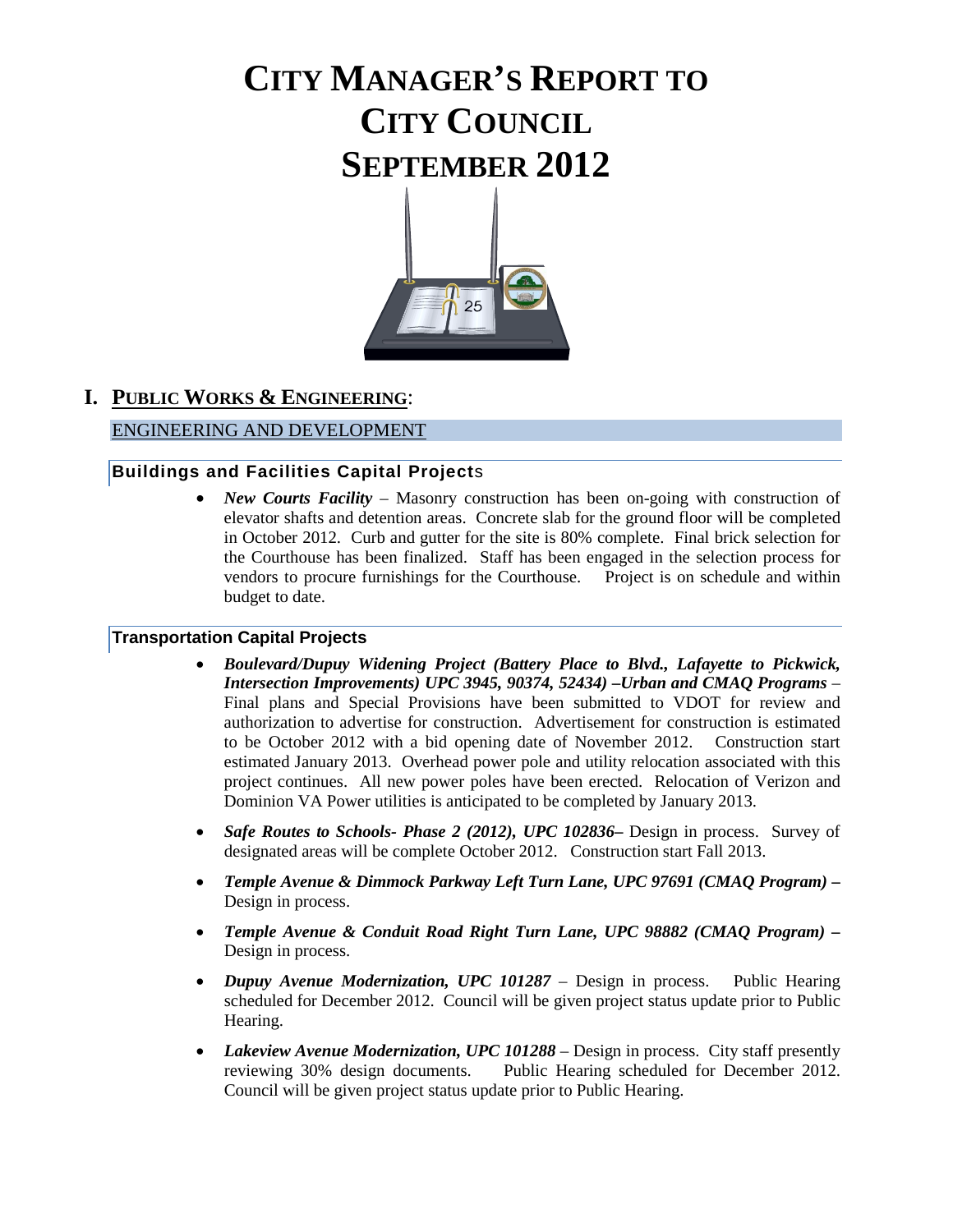# CITY MANAGER'S REPORT TO CITY COUNCIL SEPTEMBER 2012

## I. PUBLIC WORKS & ENGINEERING:

### ENGINEERING AND DEVELOPMENT

#### Buildings and Facilities Capital Projects

- ***New Courts Facility*** – Masonry construction has been on-going with construction of elevator shafts and detention areas. Concrete slab for the ground floor will be completed in October 2012. Curb and gutter for the site is 80% complete. Final brick selection for the Courthouse has been finalized. Staff has been engaged in the selection process for vendors to procure furnishings for the Courthouse. Project is on schedule and within budget to date.

#### Transportation Capital Projects

- ***Boulevard/Dupuy Widening Project (Battery Place to Blvd., Lafayette to Pickwick, Intersection Improvements) UPC 3945, 90374, 52434) –Urban and CMAQ Programs*** – Final plans and Special Provisions have been submitted to VDOT for review and authorization to advertise for construction. Advertisement for construction is estimated to be October 2012 with a bid opening date of November 2012. Construction start estimated January 2013. Overhead power pole and utility relocation associated with this project continues. All new power poles have been erected. Relocation of Verizon and Dominion VA Power utilities is anticipated to be completed by January 2013.

- ***Safe Routes to Schools- Phase 2 (2012), UPC 102836–*** Design in process. Survey of designated areas will be complete October 2012. Construction start Fall 2013.

- ***Temple Avenue & Dimmock Parkway Left Turn Lane, UPC 97691 (CMAQ Program) –*** Design in process.

- ***Temple Avenue & Conduit Road Right Turn Lane, UPC 98882 (CMAQ Program) –*** Design in process.

- ***Dupuy Avenue Modernization, UPC 101287*** – Design in process. Public Hearing scheduled for December 2012. Council will be given project status update prior to Public Hearing.

- ***Lakeview Avenue Modernization, UPC 101288*** – Design in process. City staff presently reviewing 30% design documents. Public Hearing scheduled for December 2012. Council will be given project status update prior to Public Hearing.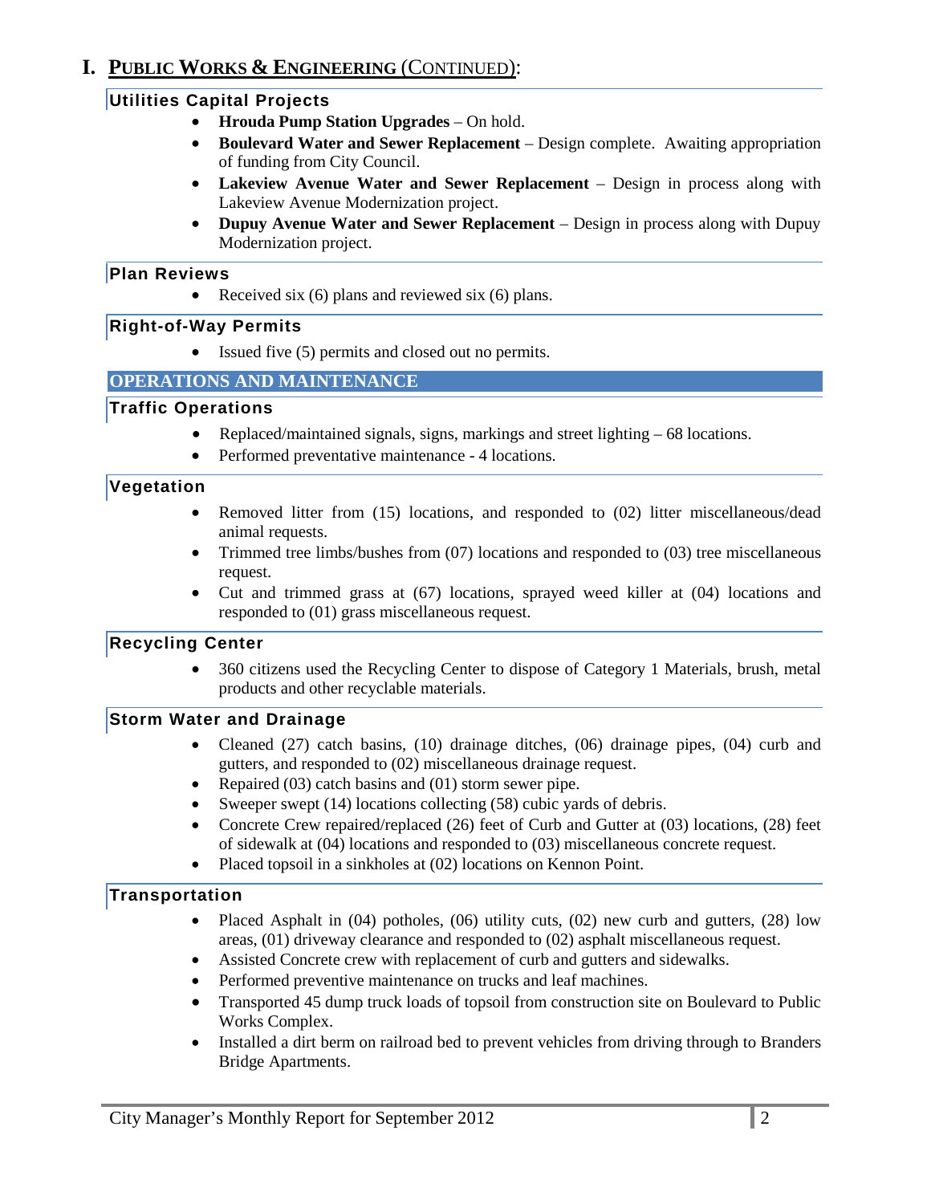# I. PUBLIC WORKS & ENGINEERING (CONTINUED):

### Utilities Capital Projects

- **Hrouda Pump Station Upgrades** – On hold.
- **Boulevard Water and Sewer Replacement** – Design complete. Awaiting appropriation of funding from City Council.
- **Lakeview Avenue Water and Sewer Replacement** – Design in process along with Lakeview Avenue Modernization project.
- **Dupuy Avenue Water and Sewer Replacement** – Design in process along with Dupuy Modernization project.

### Plan Reviews

- Received six (6) plans and reviewed six (6) plans.

### Right-of-Way Permits

- Issued five (5) permits and closed out no permits.

## OPERATIONS AND MAINTENANCE

### Traffic Operations

- Replaced/maintained signals, signs, markings and street lighting – 68 locations.
- Performed preventative maintenance - 4 locations.

### Vegetation

- Removed litter from (15) locations, and responded to (02) litter miscellaneous/dead animal requests.
- Trimmed tree limbs/bushes from (07) locations and responded to (03) tree miscellaneous request.
- Cut and trimmed grass at (67) locations, sprayed weed killer at (04) locations and responded to (01) grass miscellaneous request.

### Recycling Center

- 360 citizens used the Recycling Center to dispose of Category 1 Materials, brush, metal products and other recyclable materials.

### Storm Water and Drainage

- Cleaned (27) catch basins, (10) drainage ditches, (06) drainage pipes, (04) curb and gutters, and responded to (02) miscellaneous drainage request.
- Repaired (03) catch basins and (01) storm sewer pipe.
- Sweeper swept (14) locations collecting (58) cubic yards of debris.
- Concrete Crew repaired/replaced (26) feet of Curb and Gutter at (03) locations, (28) feet of sidewalk at (04) locations and responded to (03) miscellaneous concrete request.
- Placed topsoil in a sinkholes at (02) locations on Kennon Point.

### Transportation

- Placed Asphalt in (04) potholes, (06) utility cuts, (02) new curb and gutters, (28) low areas, (01) driveway clearance and responded to (02) asphalt miscellaneous request.
- Assisted Concrete crew with replacement of curb and gutters and sidewalks.
- Performed preventive maintenance on trucks and leaf machines.
- Transported 45 dump truck loads of topsoil from construction site on Boulevard to Public Works Complex.
- Installed a dirt berm on railroad bed to prevent vehicles from driving through to Branders Bridge Apartments.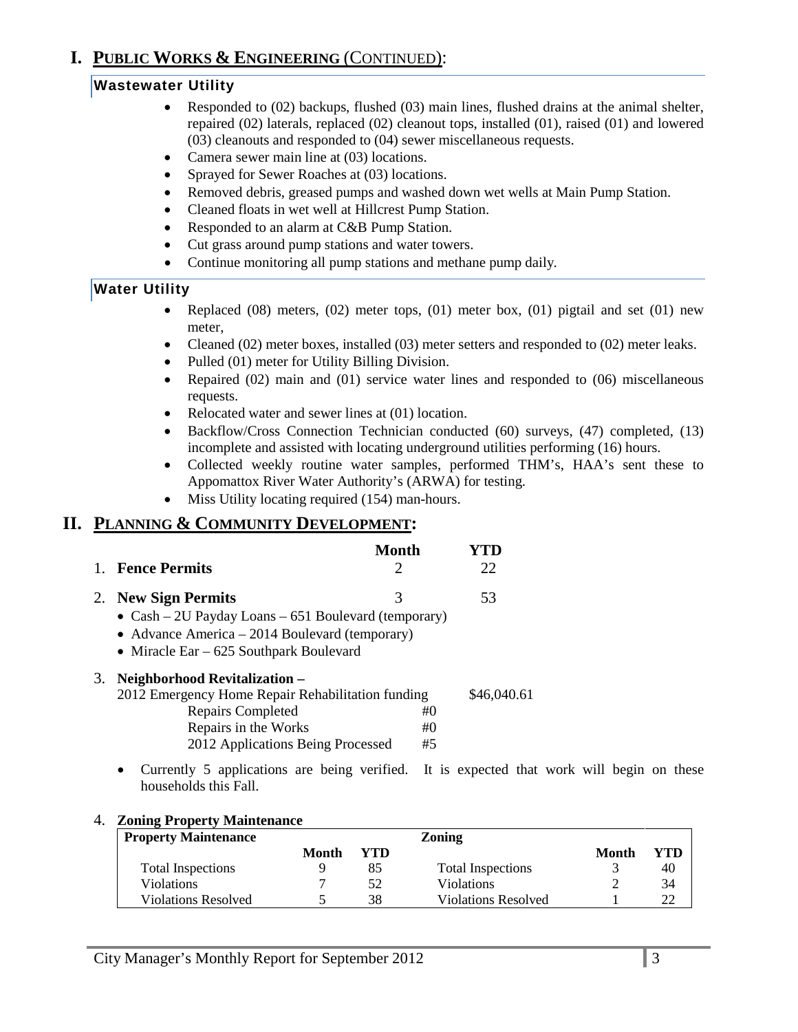# I. PUBLIC WORKS & ENGINEERING (CONTINUED):

### Wastewater Utility

- Responded to (02) backups, flushed (03) main lines, flushed drains at the animal shelter, repaired (02) laterals, replaced (02) cleanout tops, installed (01), raised (01) and lowered (03) cleanouts and responded to (04) sewer miscellaneous requests.
- Camera sewer main line at (03) locations.
- Sprayed for Sewer Roaches at (03) locations.
- Removed debris, greased pumps and washed down wet wells at Main Pump Station.
- Cleaned floats in wet well at Hillcrest Pump Station.
- Responded to an alarm at C&B Pump Station.
- Cut grass around pump stations and water towers.
- Continue monitoring all pump stations and methane pump daily.

### Water Utility

- Replaced (08) meters, (02) meter tops, (01) meter box, (01) pigtail and set (01) new meter,
- Cleaned (02) meter boxes, installed (03) meter setters and responded to (02) meter leaks.
- Pulled (01) meter for Utility Billing Division.
- Repaired (02) main and (01) service water lines and responded to (06) miscellaneous requests.
- Relocated water and sewer lines at (01) location.
- Backflow/Cross Connection Technician conducted (60) surveys, (47) completed, (13) incomplete and assisted with locating underground utilities performing (16) hours.
- Collected weekly routine water samples, performed THM's, HAA's sent these to Appomattox River Water Authority's (ARWA) for testing.
- Miss Utility locating required (154) man-hours.

# II. PLANNING & COMMUNITY DEVELOPMENT:

| | Month | YTD |
|---|---|---|
| 1. **Fence Permits** | 2 | 22 |
| 2. **New Sign Permits** | 3 | 53 |

- Cash – 2U Payday Loans – 651 Boulevard (temporary)
- Advance America – 2014 Boulevard (temporary)
- Miracle Ear – 625 Southpark Boulevard

3. **Neighborhood Revitalization –**

2012 Emergency Home Repair Rehabilitation funding $46,040.61

| | |
|---|---|
| Repairs Completed | #0 |
| Repairs in the Works | #0 |
| 2012 Applications Being Processed | #5 |

- Currently 5 applications are being verified. It is expected that work will begin on these households this Fall.

4. **Zoning Property Maintenance**

| Property Maintenance | Month | YTD | Zoning | Month | YTD |
|---|---|---|---|---|---|
| Total Inspections | 9 | 85 | Total Inspections | 3 | 40 |
| Violations | 7 | 52 | Violations | 2 | 34 |
| Violations Resolved | 5 | 38 | Violations Resolved | 1 | 22 |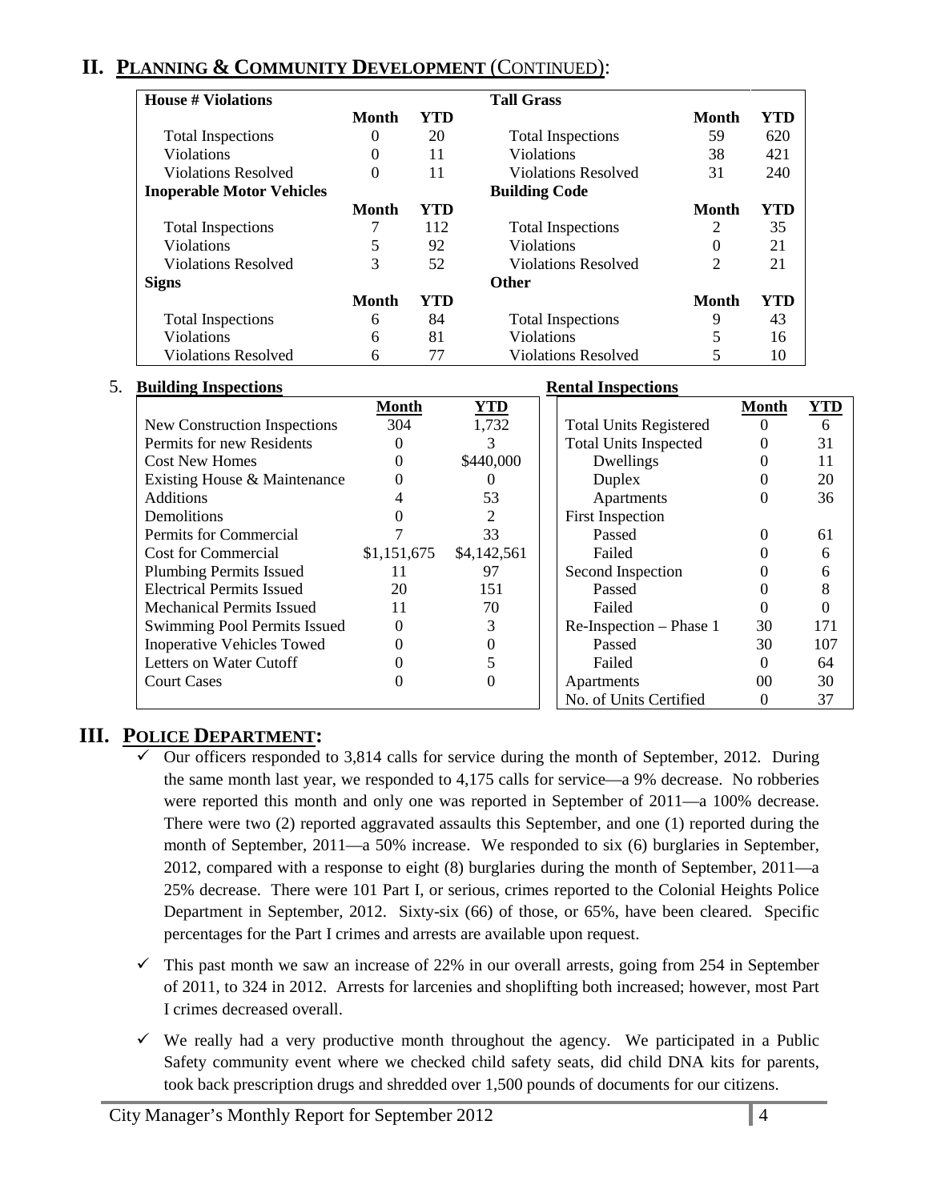## II. PLANNING & COMMUNITY DEVELOPMENT (CONTINUED):

| **House # Violations** | | | **Tall Grass** | | |
|---|---|---|---|---|---|
| | **Month** | **YTD** | | **Month** | **YTD** |
| Total Inspections | 0 | 20 | Total Inspections | 59 | 620 |
| Violations | 0 | 11 | Violations | 38 | 421 |
| Violations Resolved | 0 | 11 | Violations Resolved | 31 | 240 |
| **Inoperable Motor Vehicles** | | | **Building Code** | | |
| | **Month** | **YTD** | | **Month** | **YTD** |
| Total Inspections | 7 | 112 | Total Inspections | 2 | 35 |
| Violations | 5 | 92 | Violations | 0 | 21 |
| Violations Resolved | 3 | 52 | Violations Resolved | 2 | 21 |
| **Signs** | | | **Other** | | |
| | **Month** | **YTD** | | **Month** | **YTD** |
| Total Inspections | 6 | 84 | Total Inspections | 9 | 43 |
| Violations | 6 | 81 | Violations | 5 | 16 |
| Violations Resolved | 6 | 77 | Violations Resolved | 5 | 10 |

5. **Building Inspections**

| | **Month** | **YTD** |
|---|---|---|
| New Construction Inspections | 304 | 1,732 |
| Permits for new Residents | 0 | 3 |
| Cost New Homes | 0 | \$440,000 |
| Existing House & Maintenance | 0 | 0 |
| Additions | 4 | 53 |
| Demolitions | 0 | 2 |
| Permits for Commercial | 7 | 33 |
| Cost for Commercial | \$1,151,675 | \$4,142,561 |
| Plumbing Permits Issued | 11 | 97 |
| Electrical Permits Issued | 20 | 151 |
| Mechanical Permits Issued | 11 | 70 |
| Swimming Pool Permits Issued | 0 | 3 |
| Inoperative Vehicles Towed | 0 | 0 |
| Letters on Water Cutoff | 0 | 5 |
| Court Cases | 0 | 0 |

**Rental Inspections**

| | **Month** | **YTD** |
|---|---|---|
| Total Units Registered | 0 | 6 |
| Total Units Inspected | 0 | 31 |
| Dwellings | 0 | 11 |
| Duplex | 0 | 20 |
| Apartments | 0 | 36 |
| First Inspection | | |
| Passed | 0 | 61 |
| Failed | 0 | 6 |
| Second Inspection | 0 | 6 |
| Passed | 0 | 8 |
| Failed | 0 | 0 |
| Re-Inspection – Phase 1 | 30 | 171 |
| Passed | 30 | 107 |
| Failed | 0 | 64 |
| Apartments | 00 | 30 |
| No. of Units Certified | 0 | 37 |

## III. POLICE DEPARTMENT:

- ✓ Our officers responded to 3,814 calls for service during the month of September, 2012. During the same month last year, we responded to 4,175 calls for service—a 9% decrease. No robberies were reported this month and only one was reported in September of 2011—a 100% decrease. There were two (2) reported aggravated assaults this September, and one (1) reported during the month of September, 2011—a 50% increase. We responded to six (6) burglaries in September, 2012, compared with a response to eight (8) burglaries during the month of September, 2011—a 25% decrease. There were 101 Part I, or serious, crimes reported to the Colonial Heights Police Department in September, 2012. Sixty-six (66) of those, or 65%, have been cleared. Specific percentages for the Part I crimes and arrests are available upon request.

- ✓ This past month we saw an increase of 22% in our overall arrests, going from 254 in September of 2011, to 324 in 2012. Arrests for larcenies and shoplifting both increased; however, most Part I crimes decreased overall.

- ✓ We really had a very productive month throughout the agency. We participated in a Public Safety community event where we checked child safety seats, did child DNA kits for parents, took back prescription drugs and shredded over 1,500 pounds of documents for our citizens.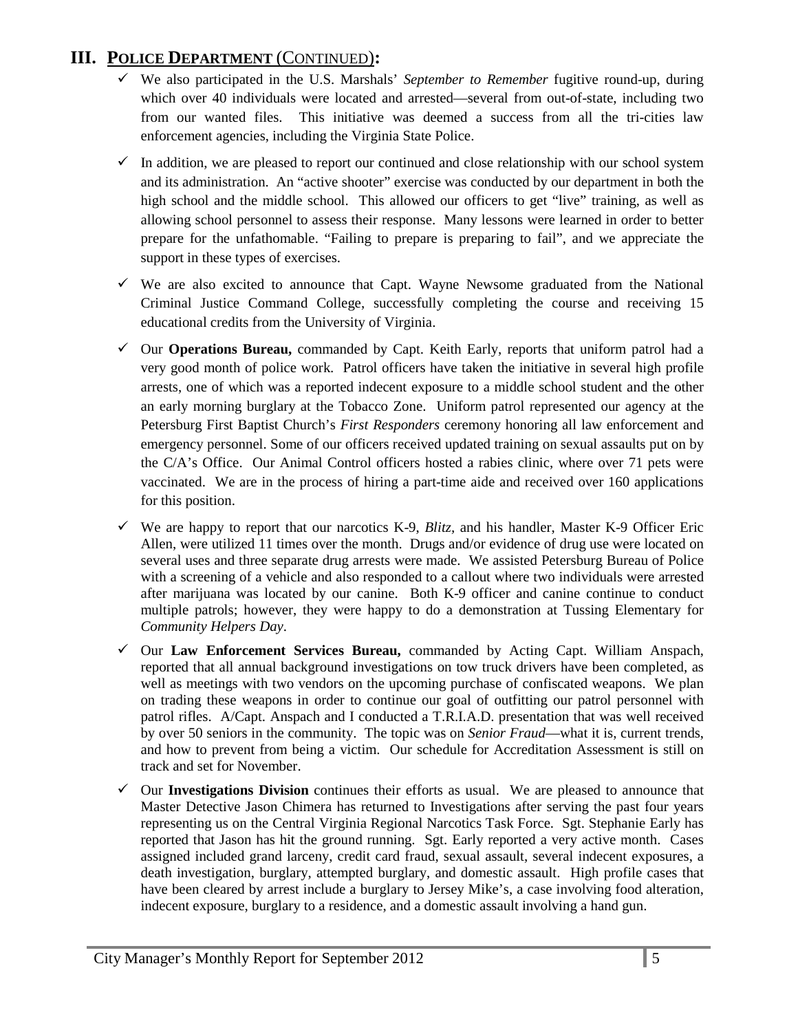## III. POLICE DEPARTMENT (CONTINUED):

- ✓ We also participated in the U.S. Marshals' *September to Remember* fugitive round-up, during which over 40 individuals were located and arrested—several from out-of-state, including two from our wanted files. This initiative was deemed a success from all the tri-cities law enforcement agencies, including the Virginia State Police.
- ✓ In addition, we are pleased to report our continued and close relationship with our school system and its administration. An "active shooter" exercise was conducted by our department in both the high school and the middle school. This allowed our officers to get "live" training, as well as allowing school personnel to assess their response. Many lessons were learned in order to better prepare for the unfathomable. "Failing to prepare is preparing to fail", and we appreciate the support in these types of exercises.
- ✓ We are also excited to announce that Capt. Wayne Newsome graduated from the National Criminal Justice Command College, successfully completing the course and receiving 15 educational credits from the University of Virginia.
- ✓ Our **Operations Bureau,** commanded by Capt. Keith Early, reports that uniform patrol had a very good month of police work. Patrol officers have taken the initiative in several high profile arrests, one of which was a reported indecent exposure to a middle school student and the other an early morning burglary at the Tobacco Zone. Uniform patrol represented our agency at the Petersburg First Baptist Church's *First Responders* ceremony honoring all law enforcement and emergency personnel. Some of our officers received updated training on sexual assaults put on by the C/A's Office. Our Animal Control officers hosted a rabies clinic, where over 71 pets were vaccinated. We are in the process of hiring a part-time aide and received over 160 applications for this position.
- ✓ We are happy to report that our narcotics K-9, *Blitz,* and his handler, Master K-9 Officer Eric Allen, were utilized 11 times over the month. Drugs and/or evidence of drug use were located on several uses and three separate drug arrests were made. We assisted Petersburg Bureau of Police with a screening of a vehicle and also responded to a callout where two individuals were arrested after marijuana was located by our canine. Both K-9 officer and canine continue to conduct multiple patrols; however, they were happy to do a demonstration at Tussing Elementary for *Community Helpers Day*.
- ✓ Our **Law Enforcement Services Bureau,** commanded by Acting Capt. William Anspach, reported that all annual background investigations on tow truck drivers have been completed, as well as meetings with two vendors on the upcoming purchase of confiscated weapons. We plan on trading these weapons in order to continue our goal of outfitting our patrol personnel with patrol rifles. A/Capt. Anspach and I conducted a T.R.I.A.D. presentation that was well received by over 50 seniors in the community. The topic was on *Senior Fraud*—what it is, current trends, and how to prevent from being a victim. Our schedule for Accreditation Assessment is still on track and set for November.
- ✓ Our **Investigations Division** continues their efforts as usual. We are pleased to announce that Master Detective Jason Chimera has returned to Investigations after serving the past four years representing us on the Central Virginia Regional Narcotics Task Force. Sgt. Stephanie Early has reported that Jason has hit the ground running. Sgt. Early reported a very active month. Cases assigned included grand larceny, credit card fraud, sexual assault, several indecent exposures, a death investigation, burglary, attempted burglary, and domestic assault. High profile cases that have been cleared by arrest include a burglary to Jersey Mike's, a case involving food alteration, indecent exposure, burglary to a residence, and a domestic assault involving a hand gun.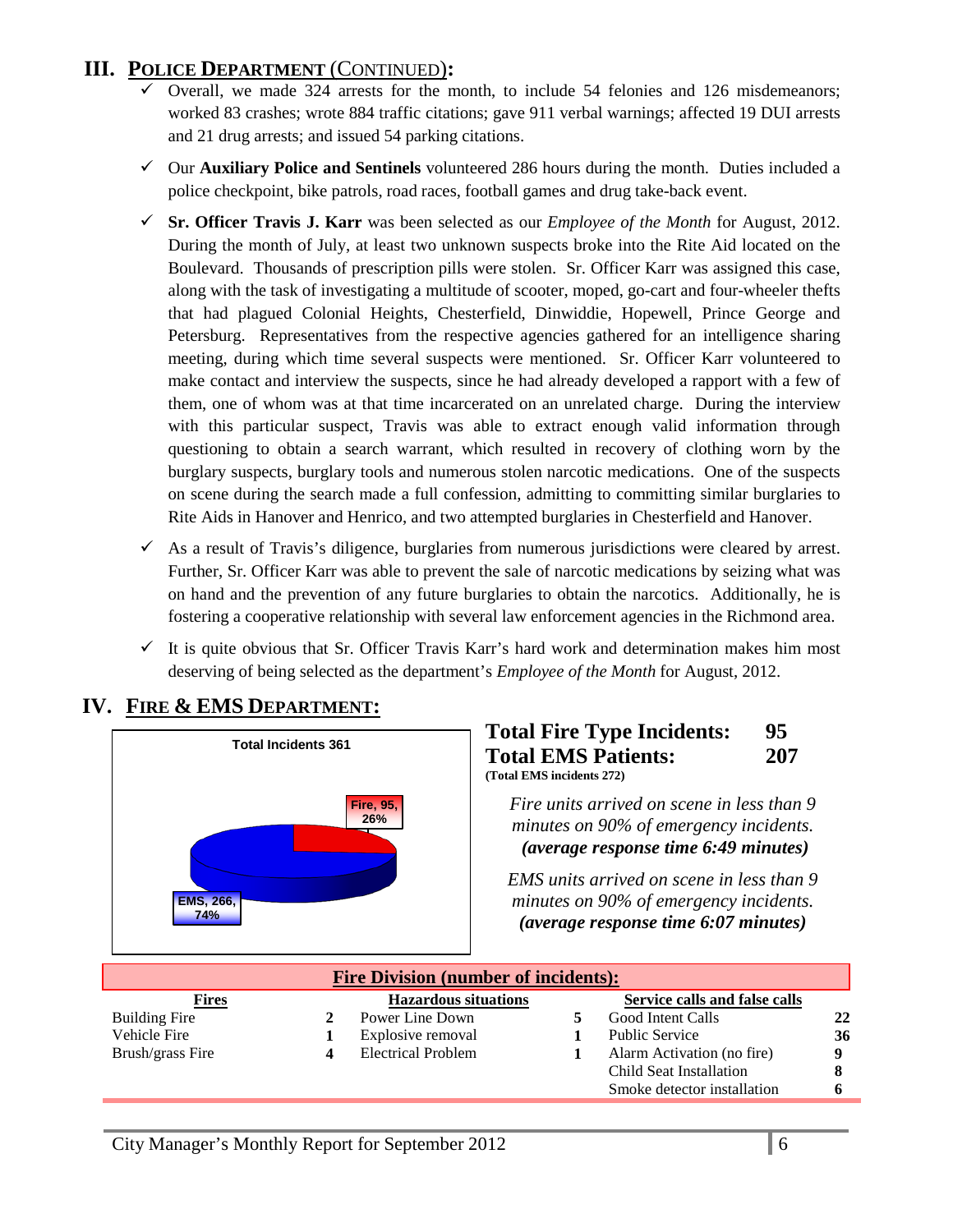## III. POLICE DEPARTMENT (CONTINUED):

- ✓ Overall, we made 324 arrests for the month, to include 54 felonies and 126 misdemeanors; worked 83 crashes; wrote 884 traffic citations; gave 911 verbal warnings; affected 19 DUI arrests and 21 drug arrests; and issued 54 parking citations.
- ✓ Our **Auxiliary Police and Sentinels** volunteered 286 hours during the month. Duties included a police checkpoint, bike patrols, road races, football games and drug take-back event.
- ✓ **Sr. Officer Travis J. Karr** was been selected as our *Employee of the Month* for August, 2012. During the month of July, at least two unknown suspects broke into the Rite Aid located on the Boulevard. Thousands of prescription pills were stolen. Sr. Officer Karr was assigned this case, along with the task of investigating a multitude of scooter, moped, go-cart and four-wheeler thefts that had plagued Colonial Heights, Chesterfield, Dinwiddie, Hopewell, Prince George and Petersburg. Representatives from the respective agencies gathered for an intelligence sharing meeting, during which time several suspects were mentioned. Sr. Officer Karr volunteered to make contact and interview the suspects, since he had already developed a rapport with a few of them, one of whom was at that time incarcerated on an unrelated charge. During the interview with this particular suspect, Travis was able to extract enough valid information through questioning to obtain a search warrant, which resulted in recovery of clothing worn by the burglary suspects, burglary tools and numerous stolen narcotic medications. One of the suspects on scene during the search made a full confession, admitting to committing similar burglaries to Rite Aids in Hanover and Henrico, and two attempted burglaries in Chesterfield and Hanover.
- ✓ As a result of Travis's diligence, burglaries from numerous jurisdictions were cleared by arrest. Further, Sr. Officer Karr was able to prevent the sale of narcotic medications by seizing what was on hand and the prevention of any future burglaries to obtain the narcotics. Additionally, he is fostering a cooperative relationship with several law enforcement agencies in the Richmond area.
- ✓ It is quite obvious that Sr. Officer Travis Karr's hard work and determination makes him most deserving of being selected as the department's *Employee of the Month* for August, 2012.

## IV. FIRE & EMS DEPARTMENT:

**Total Incidents 361**

- Fire, 95, 26%
- EMS, 266, 74%

**Total Fire Type Incidents: 95**
**Total EMS Patients: 207**
**(Total EMS incidents 272)**

*Fire units arrived on scene in less than 9 minutes on 90% of emergency incidents.*
***(average response time 6:49 minutes)***

*EMS units arrived on scene in less than 9 minutes on 90% of emergency incidents.*
***(average response time 6:07 minutes)***

**Fire Division (number of incidents):**

| Fires | | Hazardous situations | | Service calls and false calls | |
|---|---|---|---|---|---|
| Building Fire | **2** | Power Line Down | **5** | Good Intent Calls | **22** |
| Vehicle Fire | **1** | Explosive removal | **1** | Public Service | **36** |
| Brush/grass Fire | **4** | Electrical Problem | **1** | Alarm Activation (no fire) | **9** |
| | | | | Child Seat Installation | **8** |
| | | | | Smoke detector installation | **6** |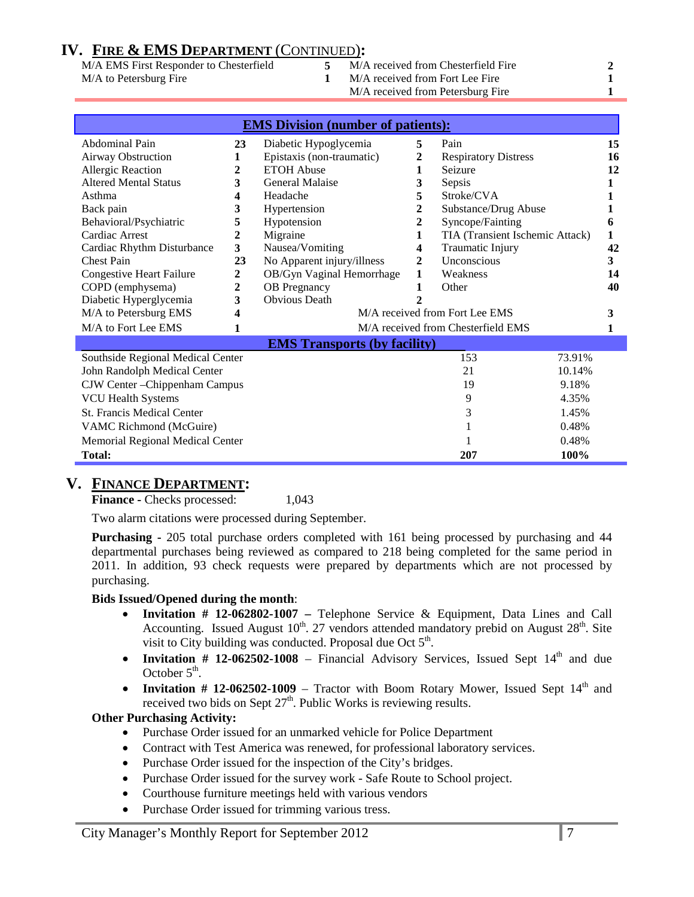## IV. FIRE & EMS DEPARTMENT (CONTINUED):

| | | | |
|---|---|---|---|
| M/A EMS First Responder to Chesterfield | **5** | M/A received from Chesterfield Fire | **2** |
| M/A to Petersburg Fire | **1** | M/A received from Fort Lee Fire | **1** |
| | | M/A received from Petersburg Fire | **1** |

**EMS Division (number of patients):**

| | | | | | |
|---|---|---|---|---|---|
| Abdominal Pain | **23** | Diabetic Hypoglycemia | **5** | Pain | **15** |
| Airway Obstruction | **1** | Epistaxis (non-traumatic) | **2** | Respiratory Distress | **16** |
| Allergic Reaction | **2** | ETOH Abuse | **1** | Seizure | **12** |
| Altered Mental Status | **3** | General Malaise | **3** | Sepsis | **1** |
| Asthma | **4** | Headache | **5** | Stroke/CVA | **1** |
| Back pain | **3** | Hypertension | **2** | Substance/Drug Abuse | **1** |
| Behavioral/Psychiatric | **5** | Hypotension | **2** | Syncope/Fainting | **6** |
| Cardiac Arrest | **2** | Migraine | **1** | TIA (Transient Ischemic Attack) | **1** |
| Cardiac Rhythm Disturbance | **3** | Nausea/Vomiting | **4** | Traumatic Injury | **42** |
| Chest Pain | **23** | No Apparent injury/illness | **2** | Unconscious | **3** |
| Congestive Heart Failure | **2** | OB/Gyn Vaginal Hemorrhage | **1** | Weakness | **14** |
| COPD (emphysema) | **2** | OB Pregnancy | **1** | Other | **40** |
| Diabetic Hyperglycemia | **3** | Obvious Death | **2** | | |
| M/A to Petersburg EMS | **4** | M/A received from Fort Lee EMS | | | **3** |
| M/A to Fort Lee EMS | **1** | M/A received from Chesterfield EMS | | | **1** |

**EMS Transports (by facility)**

| Facility | Number | Percent |
|---|---|---|
| Southside Regional Medical Center | 153 | 73.91% |
| John Randolph Medical Center | 21 | 10.14% |
| CJW Center –Chippenham Campus | 19 | 9.18% |
| VCU Health Systems | 9 | 4.35% |
| St. Francis Medical Center | 3 | 1.45% |
| VAMC Richmond (McGuire) | 1 | 0.48% |
| Memorial Regional Medical Center | 1 | 0.48% |
| **Total:** | **207** | **100%** |

## V. FINANCE DEPARTMENT:

**Finance** - Checks processed: 1,043

Two alarm citations were processed during September.

**Purchasing** - 205 total purchase orders completed with 161 being processed by purchasing and 44 departmental purchases being reviewed as compared to 218 being completed for the same period in 2011. In addition, 93 check requests were prepared by departments which are not processed by purchasing.

**Bids Issued/Opened during the month**:

- **Invitation # 12-062802-1007 –** Telephone Service & Equipment, Data Lines and Call Accounting. Issued August 10th. 27 vendors attended mandatory prebid on August 28th. Site visit to City building was conducted. Proposal due Oct 5th.
- **Invitation # 12-062502-1008** – Financial Advisory Services, Issued Sept 14th and due October 5th.
- **Invitation # 12-062502-1009** – Tractor with Boom Rotary Mower, Issued Sept 14th and received two bids on Sept 27th. Public Works is reviewing results.

**Other Purchasing Activity:**

- Purchase Order issued for an unmarked vehicle for Police Department
- Contract with Test America was renewed, for professional laboratory services.
- Purchase Order issued for the inspection of the City's bridges.
- Purchase Order issued for the survey work - Safe Route to School project.
- Courthouse furniture meetings held with various vendors
- Purchase Order issued for trimming various tress.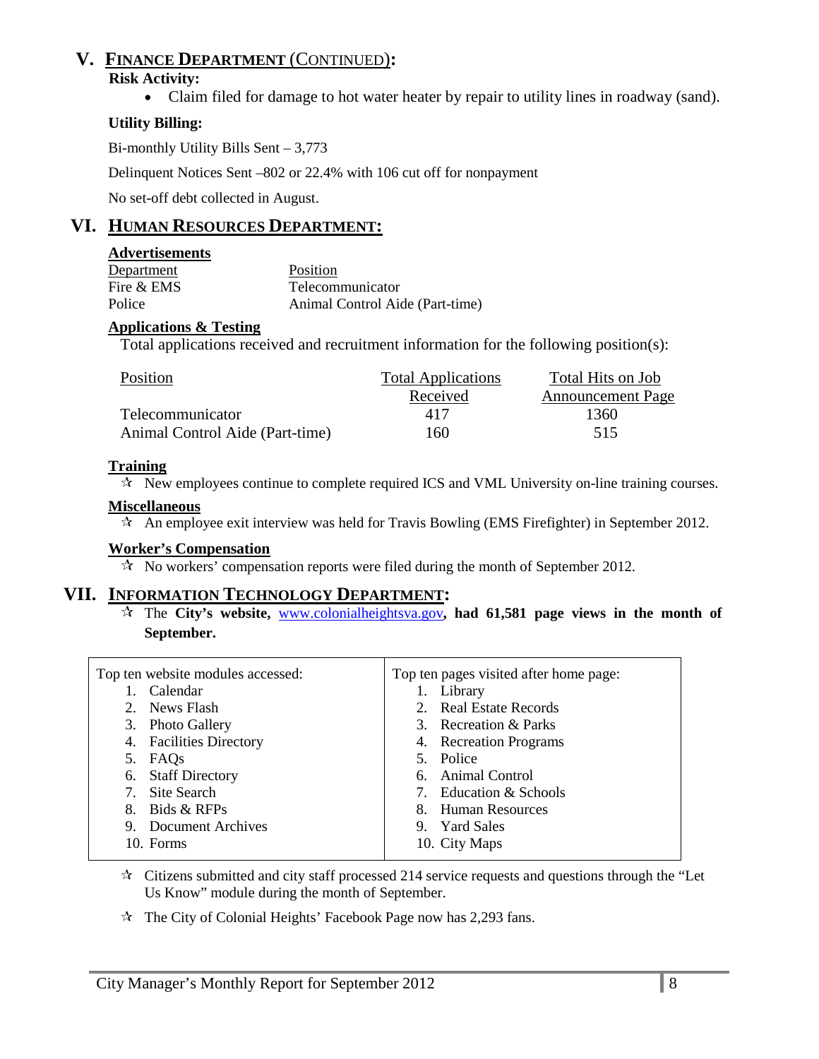## V. FINANCE DEPARTMENT (CONTINUED):

**Risk Activity:**

- Claim filed for damage to hot water heater by repair to utility lines in roadway (sand).

**Utility Billing:**

Bi-monthly Utility Bills Sent – 3,773

Delinquent Notices Sent –802 or 22.4% with 106 cut off for nonpayment

No set-off debt collected in August.

## VI. HUMAN RESOURCES DEPARTMENT:

**Advertisements**

| Department | Position |
|---|---|
| Fire & EMS | Telecommunicator |
| Police | Animal Control Aide (Part-time) |

**Applications & Testing**

Total applications received and recruitment information for the following position(s):

| Position | Total Applications Received | Total Hits on Job Announcement Page |
|---|---|---|
| Telecommunicator | 417 | 1360 |
| Animal Control Aide (Part-time) | 160 | 515 |

**Training**

- ✫ New employees continue to complete required ICS and VML University on-line training courses.

**Miscellaneous**

- ✫ An employee exit interview was held for Travis Bowling (EMS Firefighter) in September 2012.

**Worker's Compensation**

- ✫ No workers' compensation reports were filed during the month of September 2012.

## VII. INFORMATION TECHNOLOGY DEPARTMENT:

- ✫ The **City's website,** www.colonialheightsva.gov**, had 61,581 page views in the month of September.**

| Top ten website modules accessed: | Top ten pages visited after home page: |
|---|---|
| 1. Calendar | 1. Library |
| 2. News Flash | 2. Real Estate Records |
| 3. Photo Gallery | 3. Recreation & Parks |
| 4. Facilities Directory | 4. Recreation Programs |
| 5. FAQs | 5. Police |
| 6. Staff Directory | 6. Animal Control |
| 7. Site Search | 7. Education & Schools |
| 8. Bids & RFPs | 8. Human Resources |
| 9. Document Archives | 9. Yard Sales |
| 10. Forms | 10. City Maps |

- ✫ Citizens submitted and city staff processed 214 service requests and questions through the "Let Us Know" module during the month of September.
- ✫ The City of Colonial Heights' Facebook Page now has 2,293 fans.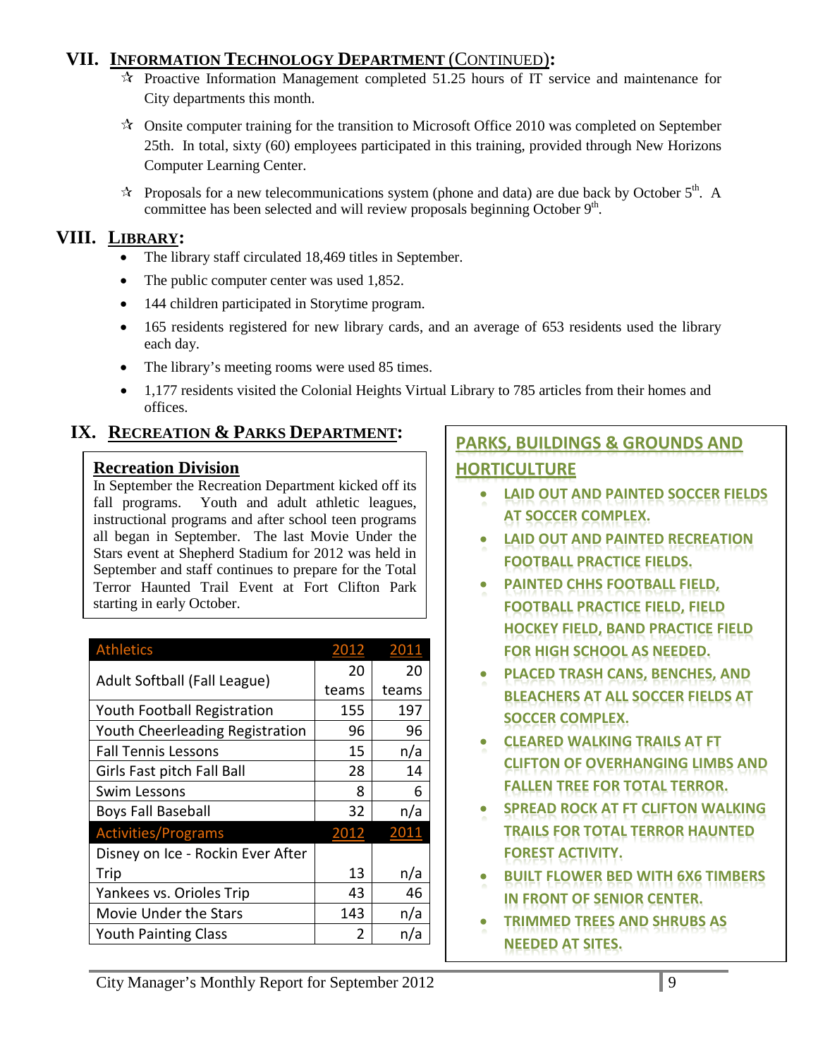## VII. Information Technology Department (Continued):

- ☆ Proactive Information Management completed 51.25 hours of IT service and maintenance for City departments this month.
- ☆ Onsite computer training for the transition to Microsoft Office 2010 was completed on September 25th. In total, sixty (60) employees participated in this training, provided through New Horizons Computer Learning Center.
- ☆ Proposals for a new telecommunications system (phone and data) are due back by October 5th. A committee has been selected and will review proposals beginning October 9th.

## VIII. Library:

- The library staff circulated 18,469 titles in September.
- The public computer center was used 1,852.
- 144 children participated in Storytime program.
- 165 residents registered for new library cards, and an average of 653 residents used the library each day.
- The library's meeting rooms were used 85 times.
- 1,177 residents visited the Colonial Heights Virtual Library to 785 articles from their homes and offices.

## IX. Recreation & Parks Department:

### Recreation Division

In September the Recreation Department kicked off its fall programs. Youth and adult athletic leagues, instructional programs and after school teen programs all began in September. The last Movie Under the Stars event at Shepherd Stadium for 2012 was held in September and staff continues to prepare for the Total Terror Haunted Trail Event at Fort Clifton Park starting in early October.

| Athletics | 2012 | 2011 |
|---|---|---|
| Adult Softball (Fall League) | 20 teams | 20 teams |
| Youth Football Registration | 155 | 197 |
| Youth Cheerleading Registration | 96 | 96 |
| Fall Tennis Lessons | 15 | n/a |
| Girls Fast pitch Fall Ball | 28 | 14 |
| Swim Lessons | 8 | 6 |
| Boys Fall Baseball | 32 | n/a |
| **Activities/Programs** | **2012** | **2011** |
| Disney on Ice - Rockin Ever After Trip | 13 | n/a |
| Yankees vs. Orioles Trip | 43 | 46 |
| Movie Under the Stars | 143 | n/a |
| Youth Painting Class | 2 | n/a |

### PARKS, BUILDINGS & GROUNDS AND HORTICULTURE

- LAID OUT AND PAINTED SOCCER FIELDS AT SOCCER COMPLEX.
- LAID OUT AND PAINTED RECREATION FOOTBALL PRACTICE FIELDS.
- PAINTED CHHS FOOTBALL FIELD, FOOTBALL PRACTICE FIELD, FIELD HOCKEY FIELD, BAND PRACTICE FIELD FOR HIGH SCHOOL AS NEEDED.
- PLACED TRASH CANS, BENCHES, AND BLEACHERS AT ALL SOCCER FIELDS AT SOCCER COMPLEX.
- CLEARED WALKING TRAILS AT FT CLIFTON OF OVERHANGING LIMBS AND FALLEN TREE FOR TOTAL TERROR.
- SPREAD ROCK AT FT CLIFTON WALKING TRAILS FOR TOTAL TERROR HAUNTED FOREST ACTIVITY.
- BUILT FLOWER BED WITH 6X6 TIMBERS IN FRONT OF SENIOR CENTER.
- TRIMMED TREES AND SHRUBS AS NEEDED AT SITES.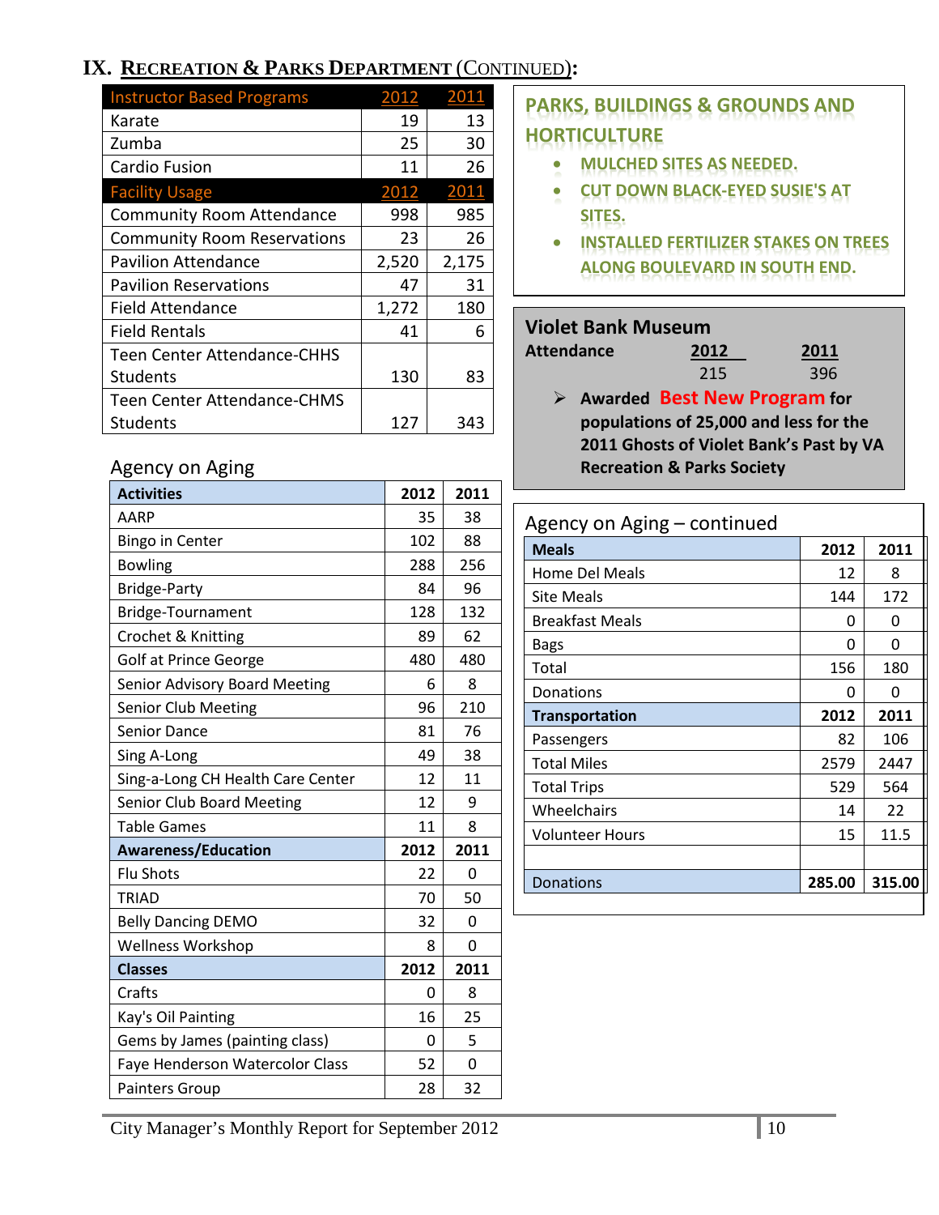# IX. Recreation & Parks Department (Continued):

| Instructor Based Programs | 2012 | 2011 |
|---|---|---|
| Karate | 19 | 13 |
| Zumba | 25 | 30 |
| Cardio Fusion | 11 | 26 |
| **Facility Usage** | **2012** | **2011** |
| Community Room Attendance | 998 | 985 |
| Community Room Reservations | 23 | 26 |
| Pavilion Attendance | 2,520 | 2,175 |
| Pavilion Reservations | 47 | 31 |
| Field Attendance | 1,272 | 180 |
| Field Rentals | 41 | 6 |
| Teen Center Attendance-CHHS Students | 130 | 83 |
| Teen Center Attendance-CHMS Students | 127 | 343 |

## Agency on Aging

| Activities | 2012 | 2011 |
|---|---|---|
| AARP | 35 | 38 |
| Bingo in Center | 102 | 88 |
| Bowling | 288 | 256 |
| Bridge-Party | 84 | 96 |
| Bridge-Tournament | 128 | 132 |
| Crochet & Knitting | 89 | 62 |
| Golf at Prince George | 480 | 480 |
| Senior Advisory Board Meeting | 6 | 8 |
| Senior Club Meeting | 96 | 210 |
| Senior Dance | 81 | 76 |
| Sing A-Long | 49 | 38 |
| Sing-a-Long CH Health Care Center | 12 | 11 |
| Senior Club Board Meeting | 12 | 9 |
| Table Games | 11 | 8 |
| **Awareness/Education** | **2012** | **2011** |
| Flu Shots | 22 | 0 |
| TRIAD | 70 | 50 |
| Belly Dancing DEMO | 32 | 0 |
| Wellness Workshop | 8 | 0 |
| **Classes** | **2012** | **2011** |
| Crafts | 0 | 8 |
| Kay's Oil Painting | 16 | 25 |
| Gems by James (painting class) | 0 | 5 |
| Faye Henderson Watercolor Class | 52 | 0 |
| Painters Group | 28 | 32 |

## PARKS, BUILDINGS & GROUNDS AND HORTICULTURE

- MULCHED SITES AS NEEDED.
- CUT DOWN BLACK-EYED SUSIE'S AT SITES.
- INSTALLED FERTILIZER STAKES ON TREES ALONG BOULEVARD IN SOUTH END.

## Violet Bank Museum

| Attendance | 2012 | 2011 |
|---|---|---|
| | 215 | 396 |

- **Awarded Best New Program for populations of 25,000 and less for the 2011 Ghosts of Violet Bank's Past by VA Recreation & Parks Society**

## Agency on Aging – continued

| Meals | 2012 | 2011 |
|---|---|---|
| Home Del Meals | 12 | 8 |
| Site Meals | 144 | 172 |
| Breakfast Meals | 0 | 0 |
| Bags | 0 | 0 |
| Total | 156 | 180 |
| Donations | 0 | 0 |
| **Transportation** | **2012** | **2011** |
| Passengers | 82 | 106 |
| Total Miles | 2579 | 2447 |
| Total Trips | 529 | 564 |
| Wheelchairs | 14 | 22 |
| Volunteer Hours | 15 | 11.5 |
| | | |
| Donations | 285.00 | 315.00 |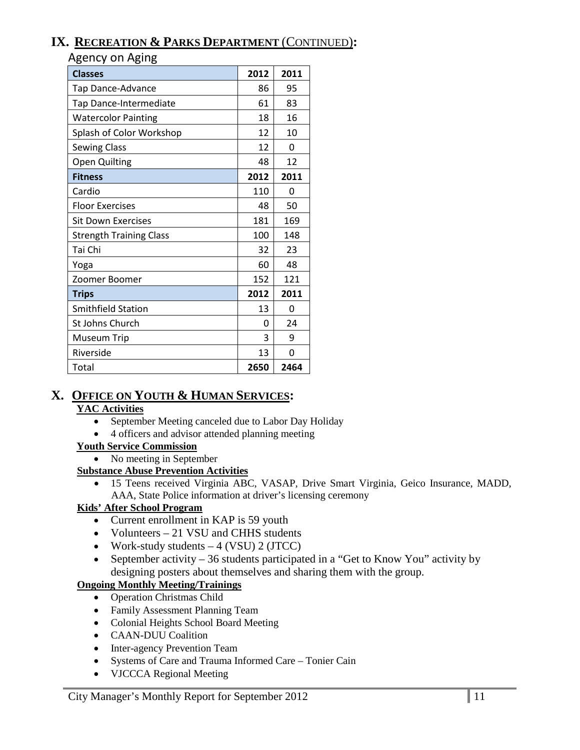## IX. RECREATION & PARKS DEPARTMENT (CONTINUED):

Agency on Aging

| Classes | 2012 | 2011 |
|---|---|---|
| Tap Dance-Advance | 86 | 95 |
| Tap Dance-Intermediate | 61 | 83 |
| Watercolor Painting | 18 | 16 |
| Splash of Color Workshop | 12 | 10 |
| Sewing Class | 12 | 0 |
| Open Quilting | 48 | 12 |
| **Fitness** | **2012** | **2011** |
| Cardio | 110 | 0 |
| Floor Exercises | 48 | 50 |
| Sit Down Exercises | 181 | 169 |
| Strength Training Class | 100 | 148 |
| Tai Chi | 32 | 23 |
| Yoga | 60 | 48 |
| Zoomer Boomer | 152 | 121 |
| **Trips** | **2012** | **2011** |
| Smithfield Station | 13 | 0 |
| St Johns Church | 0 | 24 |
| Museum Trip | 3 | 9 |
| Riverside | 13 | 0 |
| Total | **2650** | **2464** |

## X. OFFICE ON YOUTH & HUMAN SERVICES:

**YAC Activities**

- September Meeting canceled due to Labor Day Holiday
- 4 officers and advisor attended planning meeting

**Youth Service Commission**

- No meeting in September

**Substance Abuse Prevention Activities**

- 15 Teens received Virginia ABC, VASAP, Drive Smart Virginia, Geico Insurance, MADD, AAA, State Police information at driver's licensing ceremony

**Kids' After School Program**

- Current enrollment in KAP is 59 youth
- Volunteers – 21 VSU and CHHS students
- Work-study students – 4 (VSU) 2 (JTCC)
- September activity – 36 students participated in a "Get to Know You" activity by designing posters about themselves and sharing them with the group.

**Ongoing Monthly Meeting/Trainings**

- Operation Christmas Child
- Family Assessment Planning Team
- Colonial Heights School Board Meeting
- CAAN-DUU Coalition
- Inter-agency Prevention Team
- Systems of Care and Trauma Informed Care – Tonier Cain
- VJCCCA Regional Meeting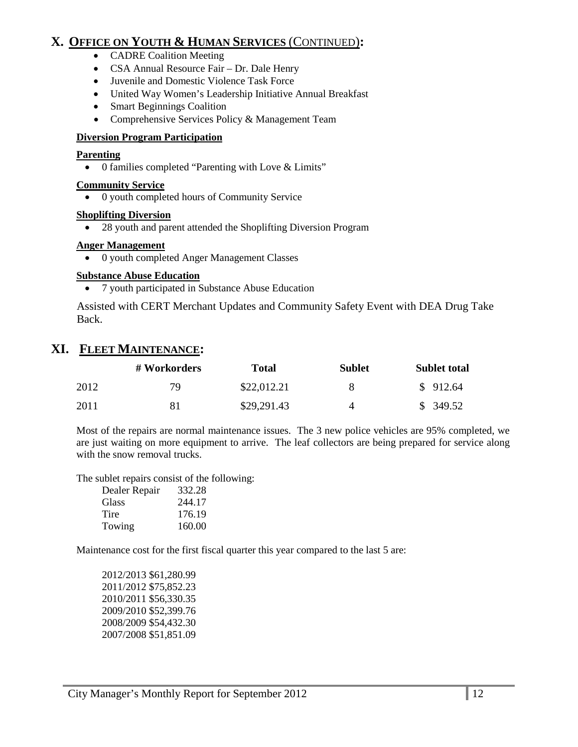## X. OFFICE ON YOUTH & HUMAN SERVICES (CONTINUED):

- CADRE Coalition Meeting
- CSA Annual Resource Fair – Dr. Dale Henry
- Juvenile and Domestic Violence Task Force
- United Way Women's Leadership Initiative Annual Breakfast
- Smart Beginnings Coalition
- Comprehensive Services Policy & Management Team

**Diversion Program Participation**

**Parenting**

- 0 families completed "Parenting with Love & Limits"

**Community Service**

- 0 youth completed hours of Community Service

**Shoplifting Diversion**

- 28 youth and parent attended the Shoplifting Diversion Program

**Anger Management**

- 0 youth completed Anger Management Classes

**Substance Abuse Education**

- 7 youth participated in Substance Abuse Education

Assisted with CERT Merchant Updates and Community Safety Event with DEA Drug Take Back.

## XI. FLEET MAINTENANCE:

| | # Workorders | Total | Sublet | Sublet total |
|---|---|---|---|---|
| 2012 | 79 | $22,012.21 | 8 | $ 912.64 |
| 2011 | 81 | $29,291.43 | 4 | $ 349.52 |

Most of the repairs are normal maintenance issues. The 3 new police vehicles are 95% completed, we are just waiting on more equipment to arrive. The leaf collectors are being prepared for service along with the snow removal trucks.

The sublet repairs consist of the following:

| | |
|---|---|
| Dealer Repair | 332.28 |
| Glass | 244.17 |
| Tire | 176.19 |
| Towing | 160.00 |

Maintenance cost for the first fiscal quarter this year compared to the last 5 are:

2012/2013 $61,280.99
2011/2012 $75,852.23
2010/2011 $56,330.35
2009/2010 $52,399.76
2008/2009 $54,432.30
2007/2008 $51,851.09